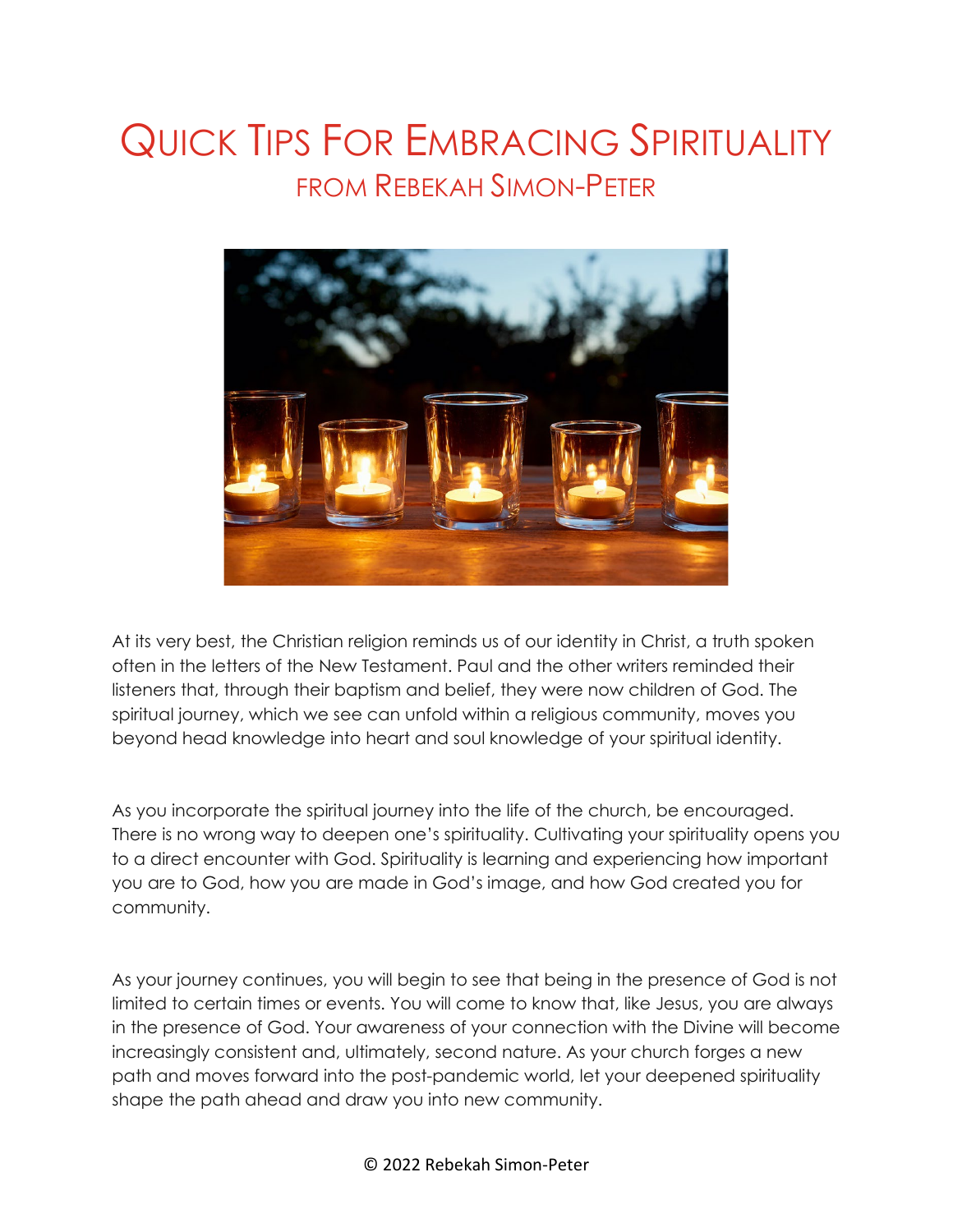# Quick Tips For Embracing Spirituality

## from Rebekah Simon-Peter

At its very best, the Christian religion reminds us of our identity in Christ, a truth spoken often in the letters of the New Testament. Paul and the other writers reminded their listeners that, through their baptism and belief, they were now children of God. The spiritual journey, which we see can unfold within a religious community, moves you beyond head knowledge into heart and soul knowledge of your spiritual identity.

As you incorporate the spiritual journey into the life of the church, be encouraged. There is no wrong way to deepen one's spirituality. Cultivating your spirituality opens you to a direct encounter with God. Spirituality is learning and experiencing how important you are to God, how you are made in God's image, and how God created you for community.

As your journey continues, you will begin to see that being in the presence of God is not limited to certain times or events. You will come to know that, like Jesus, you are always in the presence of God. Your awareness of your connection with the Divine will become increasingly consistent and, ultimately, second nature. As your church forges a new path and moves forward into the post-pandemic world, let your deepened spirituality shape the path ahead and draw you into new community.

© 2022 Rebekah Simon-Peter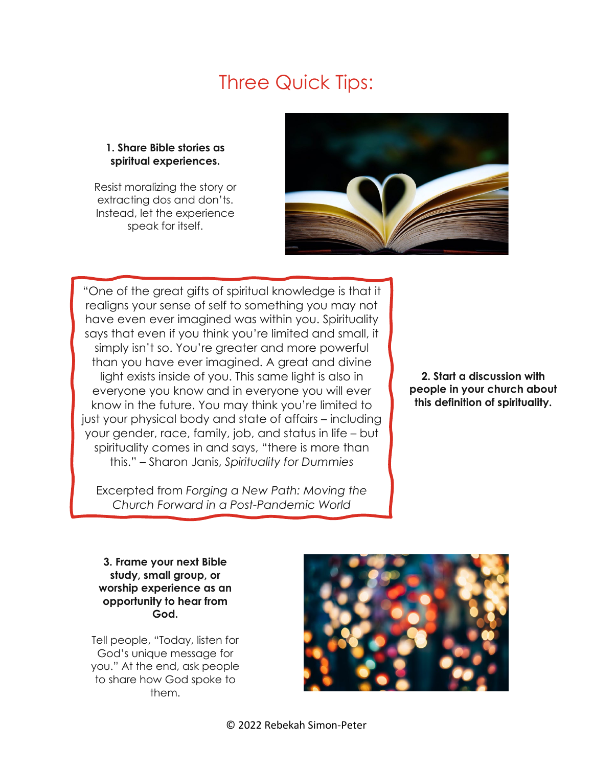# Three Quick Tips:

**1. Share Bible stories as spiritual experiences.**

Resist moralizing the story or extracting dos and don'ts. Instead, let the experience speak for itself.

"One of the great gifts of spiritual knowledge is that it realigns your sense of self to something you may not have even ever imagined was within you. Spirituality says that even if you think you're limited and small, it simply isn't so. You're greater and more powerful than you have ever imagined. A great and divine light exists inside of you. This same light is also in everyone you know and in everyone you will ever know in the future. You may think you're limited to just your physical body and state of affairs – including your gender, race, family, job, and status in life – but spirituality comes in and says, "there is more than this." – Sharon Janis, *Spirituality for Dummies*

Excerpted from *Forging a New Path: Moving the Church Forward in a Post-Pandemic World*

**2. Start a discussion with people in your church about this definition of spirituality.**

**3. Frame your next Bible study, small group, or worship experience as an opportunity to hear from God.**

Tell people, "Today, listen for God's unique message for you." At the end, ask people to share how God spoke to them.

© 2022 Rebekah Simon-Peter